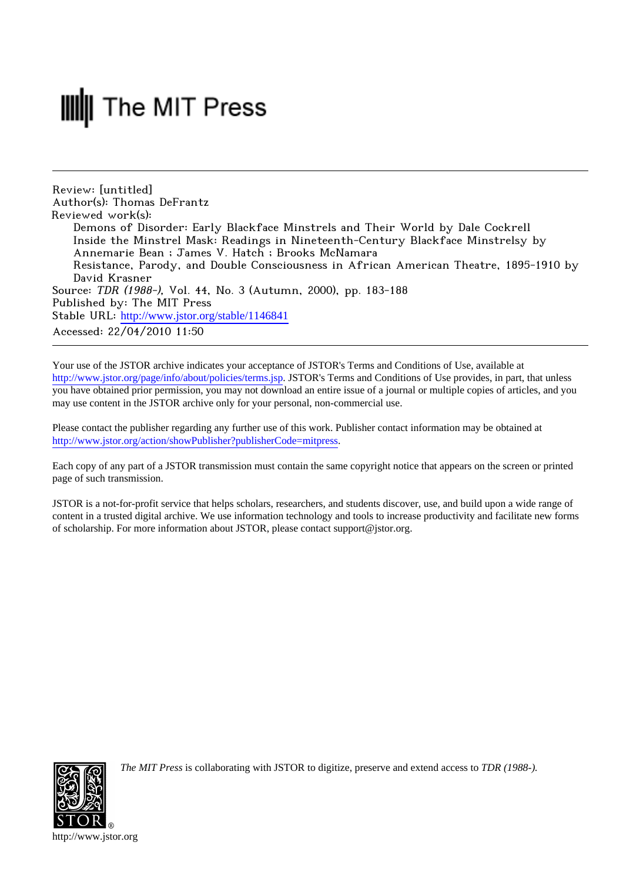The MIT Press

Review: [untitled]
Author(s): Thomas DeFrantz
Reviewed work(s):
Demons of Disorder: Early Blackface Minstrels and Their World by Dale Cockrell
Inside the Minstrel Mask: Readings in Nineteenth-Century Blackface Minstrelsy by Annemarie Bean ; James V. Hatch ; Brooks McNamara
Resistance, Parody, and Double Consciousness in African American Theatre, 1895-1910 by David Krasner
Source: *TDR (1988-)*, Vol. 44, No. 3 (Autumn, 2000), pp. 183-188
Published by: The MIT Press
Stable URL: http://www.jstor.org/stable/1146841
Accessed: 22/04/2010 11:50

---

Your use of the JSTOR archive indicates your acceptance of JSTOR's Terms and Conditions of Use, available at http://www.jstor.org/page/info/about/policies/terms.jsp. JSTOR's Terms and Conditions of Use provides, in part, that unless you have obtained prior permission, you may not download an entire issue of a journal or multiple copies of articles, and you may use content in the JSTOR archive only for your personal, non-commercial use.

Please contact the publisher regarding any further use of this work. Publisher contact information may be obtained at http://www.jstor.org/action/showPublisher?publisherCode=mitpress.

Each copy of any part of a JSTOR transmission must contain the same copyright notice that appears on the screen or printed page of such transmission.

JSTOR is a not-for-profit service that helps scholars, researchers, and students discover, use, and build upon a wide range of content in a trusted digital archive. We use information technology and tools to increase productivity and facilitate new forms of scholarship. For more information about JSTOR, please contact support@jstor.org.

*The MIT Press* is collaborating with JSTOR to digitize, preserve and extend access to *TDR (1988-).*

http://www.jstor.org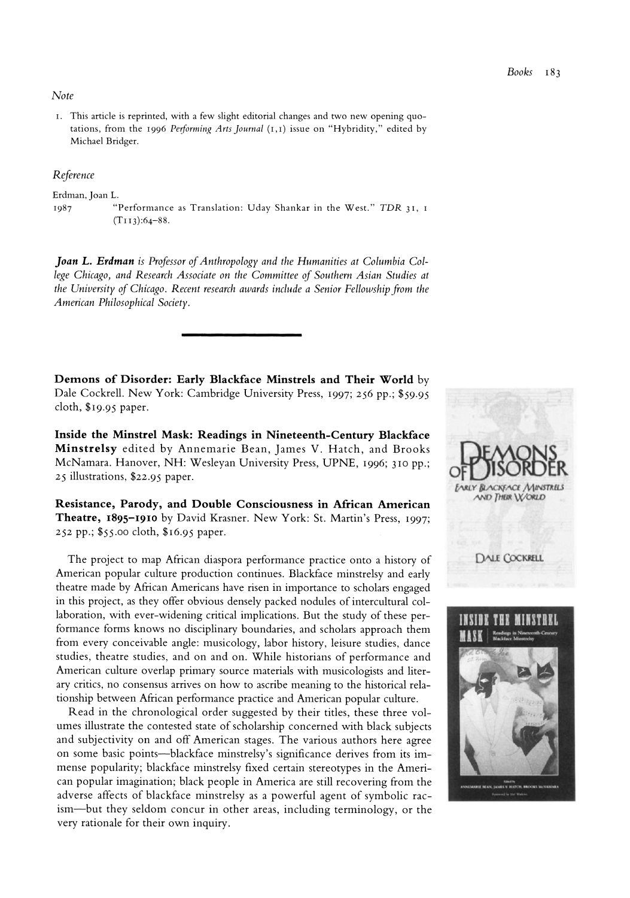### Note

1. This article is reprinted, with a few slight editorial changes and two new opening quotations, from the 1996 *Performing Arts Journal* (1,1) issue on "Hybridity," edited by Michael Bridger.

### Reference

Erdman, Joan L.
1987 "Performance as Translation: Uday Shankar in the West." *TDR* 31, 1 (T113):64–88.

***Joan L. Erdman** is Professor of Anthropology and the Humanities at Columbia College Chicago, and Research Associate on the Committee of Southern Asian Studies at the University of Chicago. Recent research awards include a Senior Fellowship from the American Philosophical Society.*

---

**Demons of Disorder: Early Blackface Minstrels and Their World** by Dale Cockrell. New York: Cambridge University Press, 1997; 256 pp.; $59.95 cloth, $19.95 paper.

**Inside the Minstrel Mask: Readings in Nineteenth-Century Blackface Minstrelsy** edited by Annemarie Bean, James V. Hatch, and Brooks McNamara. Hanover, NH: Wesleyan University Press, UPNE, 1996; 310 pp.; 25 illustrations, $22.95 paper.

**Resistance, Parody, and Double Consciousness in African American Theatre, 1895–1910** by David Krasner. New York: St. Martin's Press, 1997; 252 pp.; $55.00 cloth, $16.95 paper.

The project to map African diaspora performance practice onto a history of American popular culture production continues. Blackface minstrelsy and early theatre made by African Americans have risen in importance to scholars engaged in this project, as they offer obvious densely packed nodules of intercultural collaboration, with ever-widening critical implications. But the study of these performance forms knows no disciplinary boundaries, and scholars approach them from every conceivable angle: musicology, labor history, leisure studies, dance studies, theatre studies, and on and on. While historians of performance and American culture overlap primary source materials with musicologists and literary critics, no consensus arrives on how to ascribe meaning to the historical relationship between African performance practice and American popular culture.

Read in the chronological order suggested by their titles, these three volumes illustrate the contested state of scholarship concerned with black subjects and subjectivity on and off American stages. The various authors here agree on some basic points—blackface minstrelsy's significance derives from its immense popularity; blackface minstrelsy fixed certain stereotypes in the American popular imagination; black people in America are still recovering from the adverse affects of blackface minstrelsy as a powerful agent of symbolic racism—but they seldom concur in other areas, including terminology, or the very rationale for their own inquiry.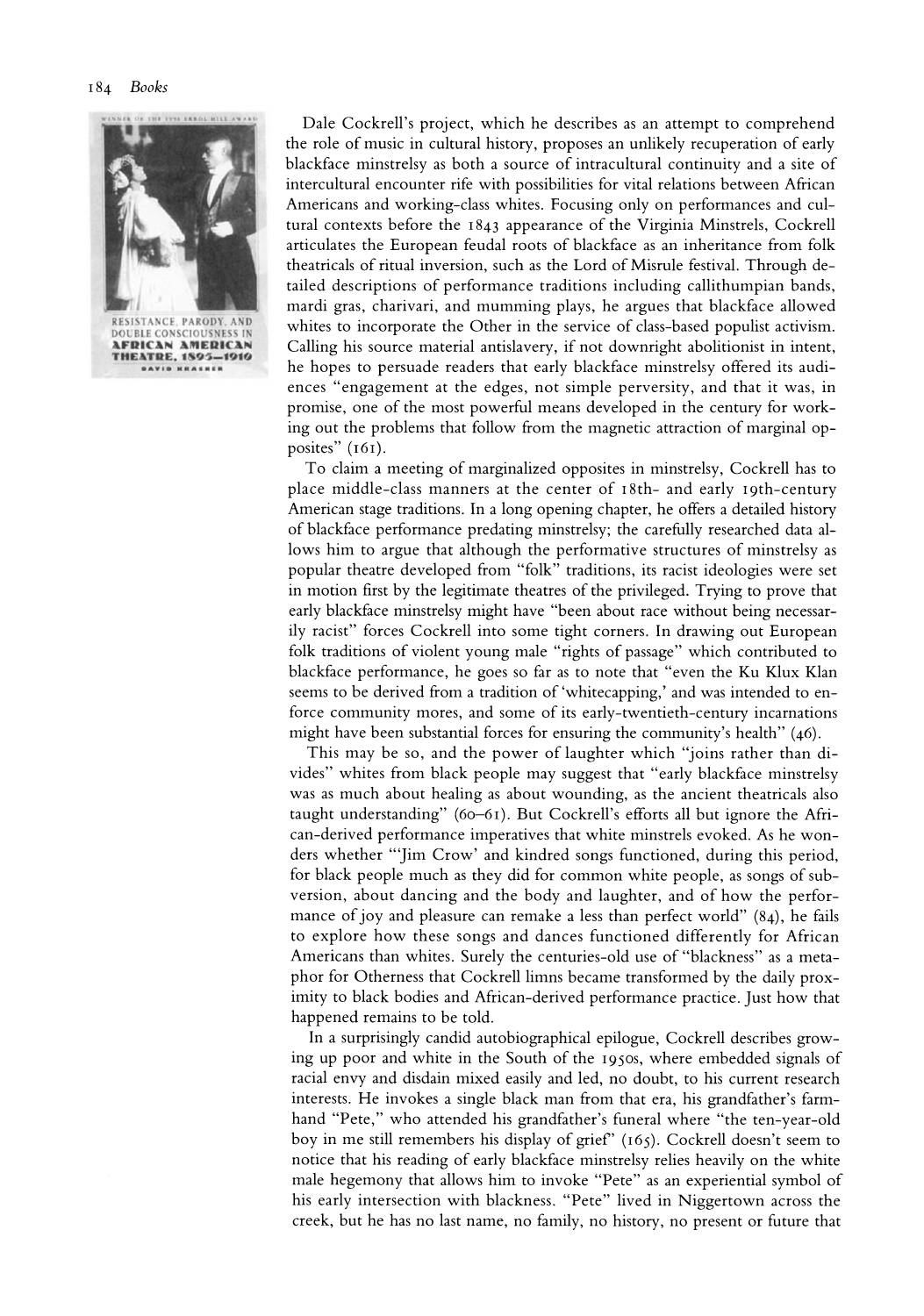Dale Cockrell's project, which he describes as an attempt to comprehend the role of music in cultural history, proposes an unlikely recuperation of early blackface minstrelsy as both a source of intracultural continuity and a site of intercultural encounter rife with possibilities for vital relations between African Americans and working-class whites. Focusing only on performances and cultural contexts before the 1843 appearance of the Virginia Minstrels, Cockrell articulates the European feudal roots of blackface as an inheritance from folk theatricals of ritual inversion, such as the Lord of Misrule festival. Through detailed descriptions of performance traditions including callithumpian bands, mardi gras, charivari, and mumming plays, he argues that blackface allowed whites to incorporate the Other in the service of class-based populist activism. Calling his source material antislavery, if not downright abolitionist in intent, he hopes to persuade readers that early blackface minstrelsy offered its audiences "engagement at the edges, not simple perversity, and that it was, in promise, one of the most powerful means developed in the century for working out the problems that follow from the magnetic attraction of marginal opposites" (161).

To claim a meeting of marginalized opposites in minstrelsy, Cockrell has to place middle-class manners at the center of 18th- and early 19th-century American stage traditions. In a long opening chapter, he offers a detailed history of blackface performance predating minstrelsy; the carefully researched data allows him to argue that although the performative structures of minstrelsy as popular theatre developed from "folk" traditions, its racist ideologies were set in motion first by the legitimate theatres of the privileged. Trying to prove that early blackface minstrelsy might have "been about race without being necessarily racist" forces Cockrell into some tight corners. In drawing out European folk traditions of violent young male "rights of passage" which contributed to blackface performance, he goes so far as to note that "even the Ku Klux Klan seems to be derived from a tradition of 'whitecapping,' and was intended to enforce community mores, and some of its early-twentieth-century incarnations might have been substantial forces for ensuring the community's health" (46).

This may be so, and the power of laughter which "joins rather than divides" whites from black people may suggest that "early blackface minstrelsy was as much about healing as about wounding, as the ancient theatricals also taught understanding" (60–61). But Cockrell's efforts all but ignore the African-derived performance imperatives that white minstrels evoked. As he wonders whether "'Jim Crow' and kindred songs functioned, during this period, for black people much as they did for common white people, as songs of subversion, about dancing and the body and laughter, and of how the performance of joy and pleasure can remake a less than perfect world" (84), he fails to explore how these songs and dances functioned differently for African Americans than whites. Surely the centuries-old use of "blackness" as a metaphor for Otherness that Cockrell limns became transformed by the daily proximity to black bodies and African-derived performance practice. Just how that happened remains to be told.

In a surprisingly candid autobiographical epilogue, Cockrell describes growing up poor and white in the South of the 1950s, where embedded signals of racial envy and disdain mixed easily and led, no doubt, to his current research interests. He invokes a single black man from that era, his grandfather's farmhand "Pete," who attended his grandfather's funeral where "the ten-year-old boy in me still remembers his display of grief" (165). Cockrell doesn't seem to notice that his reading of early blackface minstrelsy relies heavily on the white male hegemony that allows him to invoke "Pete" as an experiential symbol of his early intersection with blackness. "Pete" lived in Niggertown across the creek, but he has no last name, no family, no history, no present or future that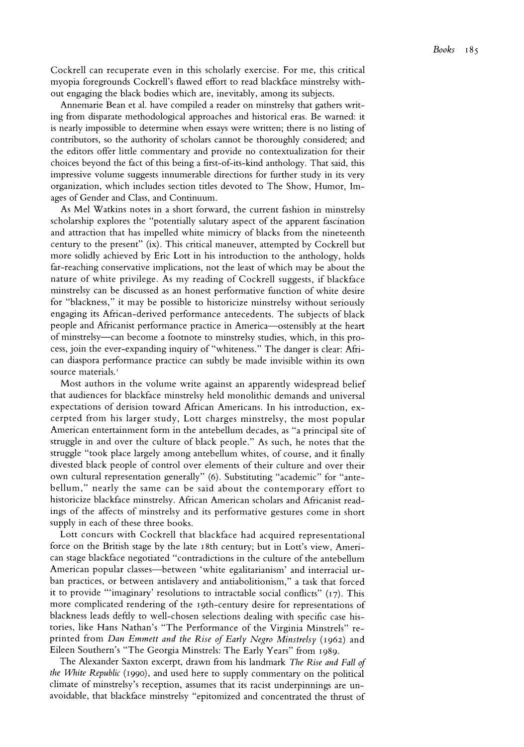Cockrell can recuperate even in this scholarly exercise. For me, this critical myopia foregrounds Cockrell's flawed effort to read blackface minstrelsy without engaging the black bodies which are, inevitably, among its subjects.

Annemarie Bean et al. have compiled a reader on minstrelsy that gathers writing from disparate methodological approaches and historical eras. Be warned: it is nearly impossible to determine when essays were written; there is no listing of contributors, so the authority of scholars cannot be thoroughly considered; and the editors offer little commentary and provide no contextualization for their choices beyond the fact of this being a first-of-its-kind anthology. That said, this impressive volume suggests innumerable directions for further study in its very organization, which includes section titles devoted to The Show, Humor, Images of Gender and Class, and Continuum.

As Mel Watkins notes in a short forward, the current fashion in minstrelsy scholarship explores the "potentially salutary aspect of the apparent fascination and attraction that has impelled white mimicry of blacks from the nineteenth century to the present" (ix). This critical maneuver, attempted by Cockrell but more solidly achieved by Eric Lott in his introduction to the anthology, holds far-reaching conservative implications, not the least of which may be about the nature of white privilege. As my reading of Cockrell suggests, if blackface minstrelsy can be discussed as an honest performative function of white desire for "blackness," it may be possible to historicize minstrelsy without seriously engaging its African-derived performance antecedents. The subjects of black people and Africanist performance practice in America—ostensibly at the heart of minstrelsy—can become a footnote to minstrelsy studies, which, in this process, join the ever-expanding inquiry of "whiteness." The danger is clear: African diaspora performance practice can subtly be made invisible within its own source materials.[1]

Most authors in the volume write against an apparently widespread belief that audiences for blackface minstrelsy held monolithic demands and universal expectations of derision toward African Americans. In his introduction, excerpted from his larger study, Lott charges minstrelsy, the most popular American entertainment form in the antebellum decades, as "a principal site of struggle in and over the culture of black people." As such, he notes that the struggle "took place largely among antebellum whites, of course, and it finally divested black people of control over elements of their culture and over their own cultural representation generally" (6). Substituting "academic" for "antebellum," nearly the same can be said about the contemporary effort to historicize blackface minstrelsy. African American scholars and Africanist readings of the affects of minstrelsy and its performative gestures come in short supply in each of these three books.

Lott concurs with Cockrell that blackface had acquired representational force on the British stage by the late 18th century; but in Lott's view, American stage blackface negotiated "contradictions in the culture of the antebellum American popular classes—between 'white egalitarianism' and interracial urban practices, or between antislavery and antiabolitionism," a task that forced it to provide "'imaginary' resolutions to intractable social conflicts" (17). This more complicated rendering of the 19th-century desire for representations of blackness leads deftly to well-chosen selections dealing with specific case histories, like Hans Nathan's "The Performance of the Virginia Minstrels" reprinted from *Dan Emmett and the Rise of Early Negro Minstrelsy* (1962) and Eileen Southern's "The Georgia Minstrels: The Early Years" from 1989.

The Alexander Saxton excerpt, drawn from his landmark *The Rise and Fall of the White Republic* (1990), and used here to supply commentary on the political climate of minstrelsy's reception, assumes that its racist underpinnings are unavoidable, that blackface minstrelsy "epitomized and concentrated the thrust of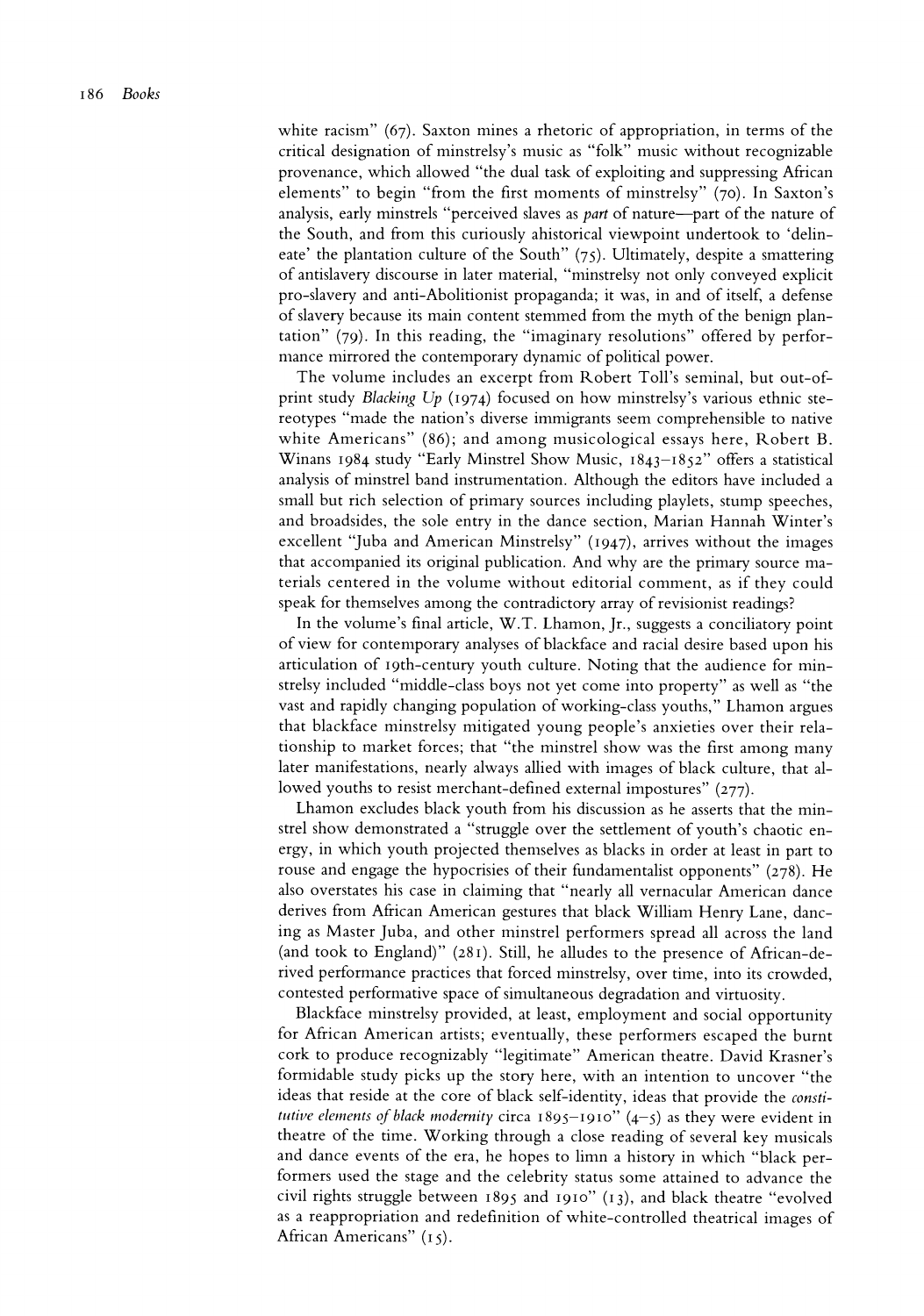white racism" (67). Saxton mines a rhetoric of appropriation, in terms of the critical designation of minstrelsy's music as "folk" music without recognizable provenance, which allowed "the dual task of exploiting and suppressing African elements" to begin "from the first moments of minstrelsy" (70). In Saxton's analysis, early minstrels "perceived slaves as *part* of nature—part of the nature of the South, and from this curiously ahistorical viewpoint undertook to 'delineate' the plantation culture of the South" (75). Ultimately, despite a smattering of antislavery discourse in later material, "minstrelsy not only conveyed explicit pro-slavery and anti-Abolitionist propaganda; it was, in and of itself, a defense of slavery because its main content stemmed from the myth of the benign plantation" (79). In this reading, the "imaginary resolutions" offered by performance mirrored the contemporary dynamic of political power.

The volume includes an excerpt from Robert Toll's seminal, but out-of-print study *Blacking Up* (1974) focused on how minstrelsy's various ethnic stereotypes "made the nation's diverse immigrants seem comprehensible to native white Americans" (86); and among musicological essays here, Robert B. Winans 1984 study "Early Minstrel Show Music, 1843–1852" offers a statistical analysis of minstrel band instrumentation. Although the editors have included a small but rich selection of primary sources including playlets, stump speeches, and broadsides, the sole entry in the dance section, Marian Hannah Winter's excellent "Juba and American Minstrelsy" (1947), arrives without the images that accompanied its original publication. And why are the primary source materials centered in the volume without editorial comment, as if they could speak for themselves among the contradictory array of revisionist readings?

In the volume's final article, W.T. Lhamon, Jr., suggests a conciliatory point of view for contemporary analyses of blackface and racial desire based upon his articulation of 19th-century youth culture. Noting that the audience for minstrelsy included "middle-class boys not yet come into property" as well as "the vast and rapidly changing population of working-class youths," Lhamon argues that blackface minstrelsy mitigated young people's anxieties over their relationship to market forces; that "the minstrel show was the first among many later manifestations, nearly always allied with images of black culture, that allowed youths to resist merchant-defined external impostures" (277).

Lhamon excludes black youth from his discussion as he asserts that the minstrel show demonstrated a "struggle over the settlement of youth's chaotic energy, in which youth projected themselves as blacks in order at least in part to rouse and engage the hypocrisies of their fundamentalist opponents" (278). He also overstates his case in claiming that "nearly all vernacular American dance derives from African American gestures that black William Henry Lane, dancing as Master Juba, and other minstrel performers spread all across the land (and took to England)" (281). Still, he alludes to the presence of African-derived performance practices that forced minstrelsy, over time, into its crowded, contested performative space of simultaneous degradation and virtuosity.

Blackface minstrelsy provided, at least, employment and social opportunity for African American artists; eventually, these performers escaped the burnt cork to produce recognizably "legitimate" American theatre. David Krasner's formidable study picks up the story here, with an intention to uncover "the ideas that reside at the core of black self-identity, ideas that provide the *constitutive elements of black modernity* circa 1895–1910" (4–5) as they were evident in theatre of the time. Working through a close reading of several key musicals and dance events of the era, he hopes to limn a history in which "black performers used the stage and the celebrity status some attained to advance the civil rights struggle between 1895 and 1910" (13), and black theatre "evolved as a reappropriation and redefinition of white-controlled theatrical images of African Americans" (15).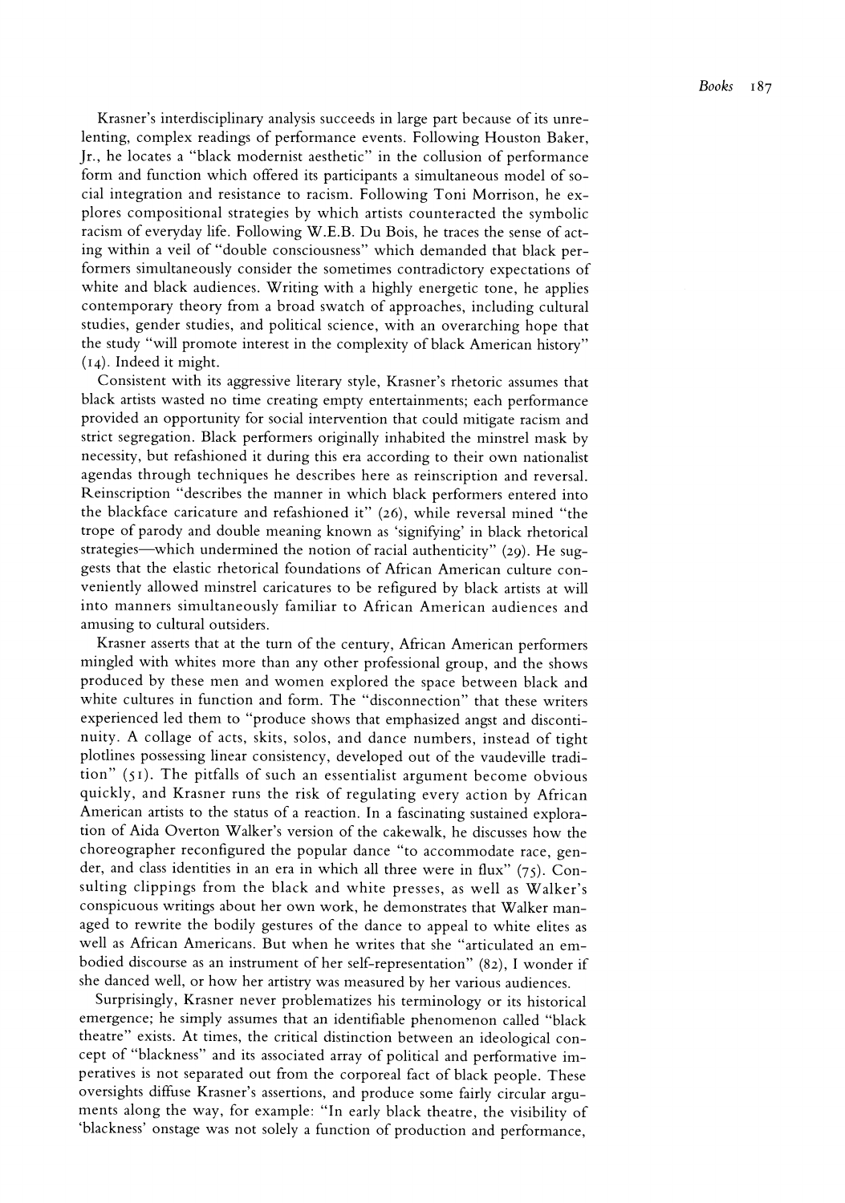Krasner's interdisciplinary analysis succeeds in large part because of its unrelenting, complex readings of performance events. Following Houston Baker, Jr., he locates a "black modernist aesthetic" in the collusion of performance form and function which offered its participants a simultaneous model of social integration and resistance to racism. Following Toni Morrison, he explores compositional strategies by which artists counteracted the symbolic racism of everyday life. Following W.E.B. Du Bois, he traces the sense of acting within a veil of "double consciousness" which demanded that black performers simultaneously consider the sometimes contradictory expectations of white and black audiences. Writing with a highly energetic tone, he applies contemporary theory from a broad swatch of approaches, including cultural studies, gender studies, and political science, with an overarching hope that the study "will promote interest in the complexity of black American history" (14). Indeed it might.

Consistent with its aggressive literary style, Krasner's rhetoric assumes that black artists wasted no time creating empty entertainments; each performance provided an opportunity for social intervention that could mitigate racism and strict segregation. Black performers originally inhabited the minstrel mask by necessity, but refashioned it during this era according to their own nationalist agendas through techniques he describes here as reinscription and reversal. Reinscription "describes the manner in which black performers entered into the blackface caricature and refashioned it" (26), while reversal mined "the trope of parody and double meaning known as 'signifying' in black rhetorical strategies—which undermined the notion of racial authenticity" (29). He suggests that the elastic rhetorical foundations of African American culture conveniently allowed minstrel caricatures to be refigured by black artists at will into manners simultaneously familiar to African American audiences and amusing to cultural outsiders.

Krasner asserts that at the turn of the century, African American performers mingled with whites more than any other professional group, and the shows produced by these men and women explored the space between black and white cultures in function and form. The "disconnection" that these writers experienced led them to "produce shows that emphasized angst and discontinuity. A collage of acts, skits, solos, and dance numbers, instead of tight plotlines possessing linear consistency, developed out of the vaudeville tradition" (51). The pitfalls of such an essentialist argument become obvious quickly, and Krasner runs the risk of regulating every action by African American artists to the status of a reaction. In a fascinating sustained exploration of Aida Overton Walker's version of the cakewalk, he discusses how the choreographer reconfigured the popular dance "to accommodate race, gender, and class identities in an era in which all three were in flux" (75). Consulting clippings from the black and white presses, as well as Walker's conspicuous writings about her own work, he demonstrates that Walker managed to rewrite the bodily gestures of the dance to appeal to white elites as well as African Americans. But when he writes that she "articulated an embodied discourse as an instrument of her self-representation" (82), I wonder if she danced well, or how her artistry was measured by her various audiences.

Surprisingly, Krasner never problematizes his terminology or its historical emergence; he simply assumes that an identifiable phenomenon called "black theatre" exists. At times, the critical distinction between an ideological concept of "blackness" and its associated array of political and performative imperatives is not separated out from the corporeal fact of black people. These oversights diffuse Krasner's assertions, and produce some fairly circular arguments along the way, for example: "In early black theatre, the visibility of 'blackness' onstage was not solely a function of production and performance,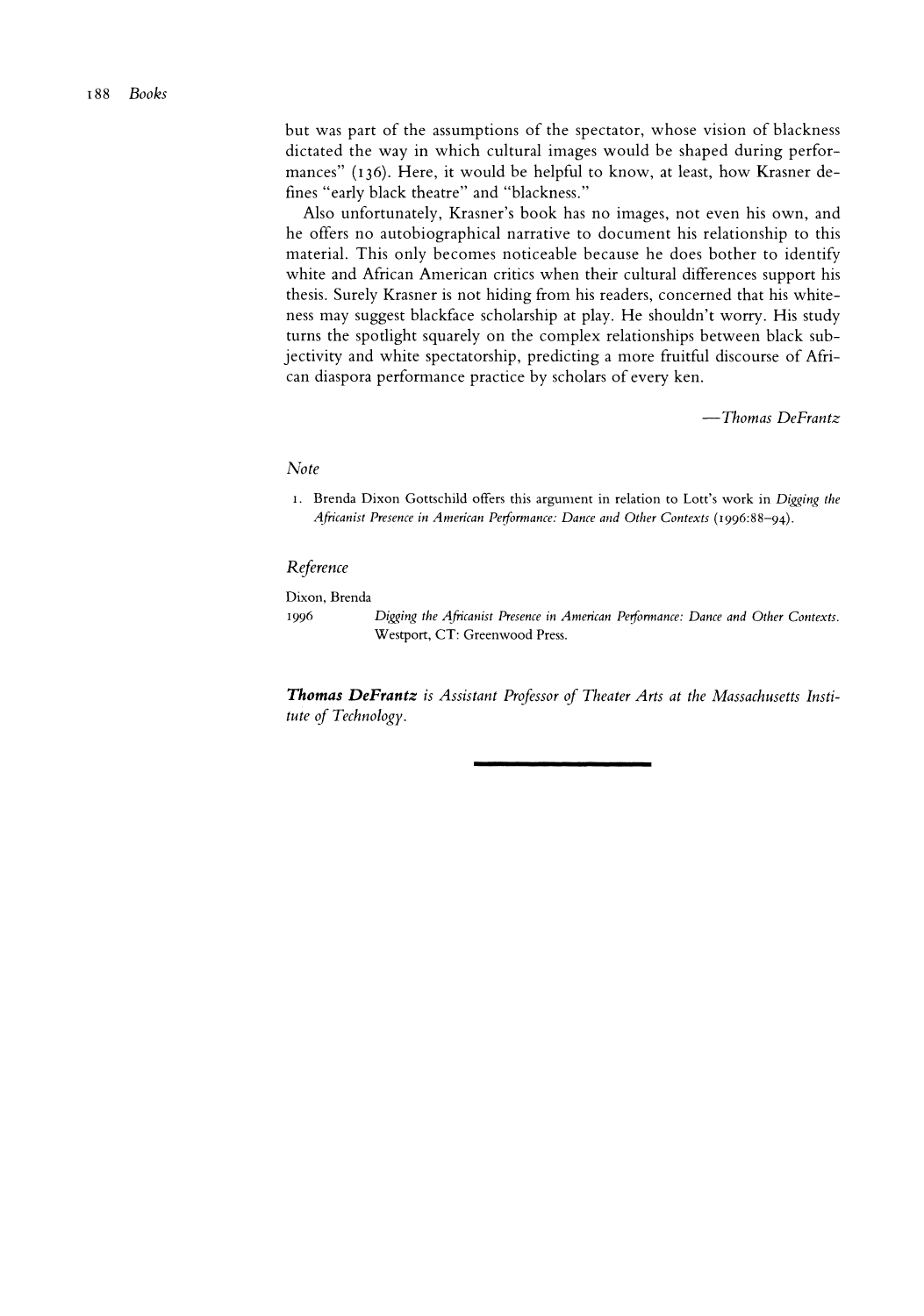but was part of the assumptions of the spectator, whose vision of blackness dictated the way in which cultural images would be shaped during performances" (136). Here, it would be helpful to know, at least, how Krasner defines "early black theatre" and "blackness."

Also unfortunately, Krasner's book has no images, not even his own, and he offers no autobiographical narrative to document his relationship to this material. This only becomes noticeable because he does bother to identify white and African American critics when their cultural differences support his thesis. Surely Krasner is not hiding from his readers, concerned that his whiteness may suggest blackface scholarship at play. He shouldn't worry. His study turns the spotlight squarely on the complex relationships between black subjectivity and white spectatorship, predicting a more fruitful discourse of African diaspora performance practice by scholars of every ken.

—*Thomas DeFrantz*

### *Note*

1. Brenda Dixon Gottschild offers this argument in relation to Lott's work in *Digging the Africanist Presence in American Performance: Dance and Other Contexts* (1996:88–94).

### *Reference*

Dixon, Brenda

1996 *Digging the Africanist Presence in American Performance: Dance and Other Contexts.* Westport, CT: Greenwood Press.

***Thomas DeFrantz*** *is Assistant Professor of Theater Arts at the Massachusetts Institute of Technology.*